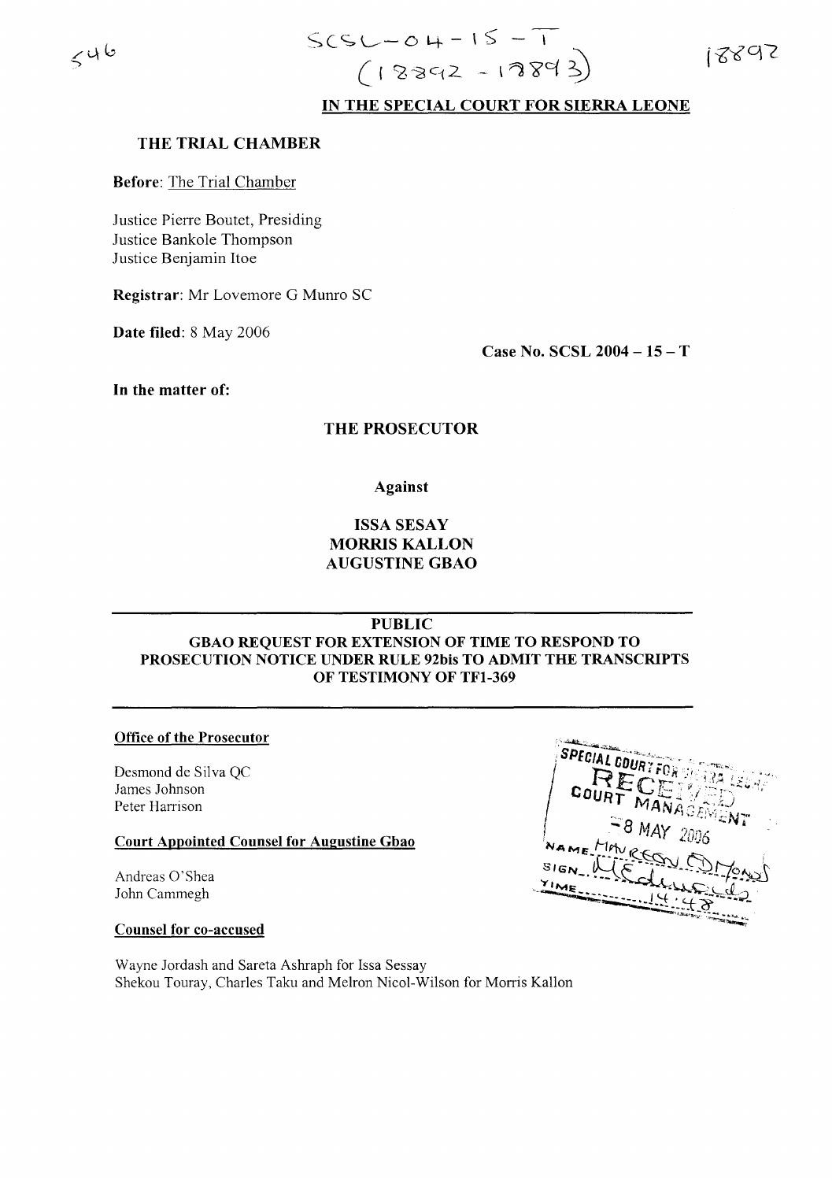SCSL-04-15-T
(18892 - 18893)

## IN THE SPECIAL COURT FOR SIERRA LEONE

### THE TRIAL CHAMBER

**Before**: The Trial Chamber

Justice Pierre Boutet, Presiding
Justice Bankole Thompson
Justice Benjamin Itoe

**Registrar**: Mr Lovemore G Munro SC

**Date filed**: 8 May 2006

**Case No. SCSL 2004 – 15 – T**

**In the matter of:**

**THE PROSECUTOR**

**Against**

**ISSA SESAY**
**MORRIS KALLON**
**AUGUSTINE GBAO**

---

**PUBLIC**
**GBAO REQUEST FOR EXTENSION OF TIME TO RESPOND TO PROSECUTION NOTICE UNDER RULE 92bis TO ADMIT THE TRANSCRIPTS OF TESTIMONY OF TF1-369**

---

**Office of the Prosecutor**

Desmond de Silva QC
James Johnson
Peter Harrison

**Court Appointed Counsel for Augustine Gbao**

Andreas O'Shea
John Cammegh

**Counsel for co-accused**

Wayne Jordash and Sareta Ashraph for Issa Sesay
Shekou Touray, Charles Taku and Melron Nicol-Wilson for Morris Kallon

SPECIAL COURT FOR SIERRA LEONE
RECEIVED
COURT MANAGEMENT
8 MAY 2006
NAME Mavreen Edmonds
SIGN
TIME 14:48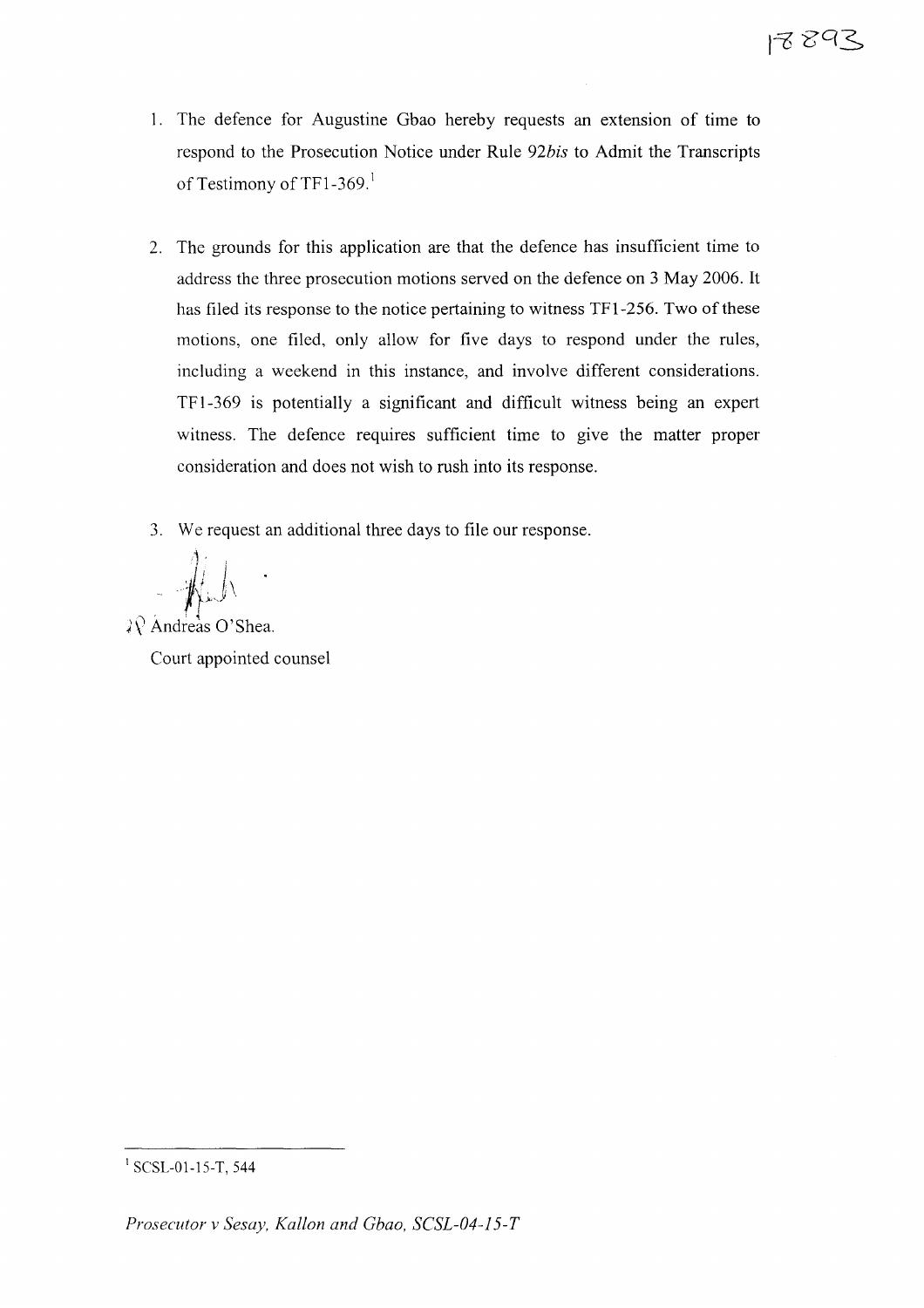1. The defence for Augustine Gbao hereby requests an extension of time to respond to the Prosecution Notice under Rule 92*bis* to Admit the Transcripts of Testimony of TF1-369.[1]

2. The grounds for this application are that the defence has insufficient time to address the three prosecution motions served on the defence on 3 May 2006. It has filed its response to the notice pertaining to witness TF1-256. Two of these motions, one filed, only allow for five days to respond under the rules, including a weekend in this instance, and involve different considerations. TF1-369 is potentially a significant and difficult witness being an expert witness. The defence requires sufficient time to give the matter proper consideration and does not wish to rush into its response.

3. We request an additional three days to file our response.

Andreas O'Shea.
Court appointed counsel

---

[1] SCSL-01-15-T, 544

*Prosecutor v Sesay, Kallon and Gbao, SCSL-04-15-T*